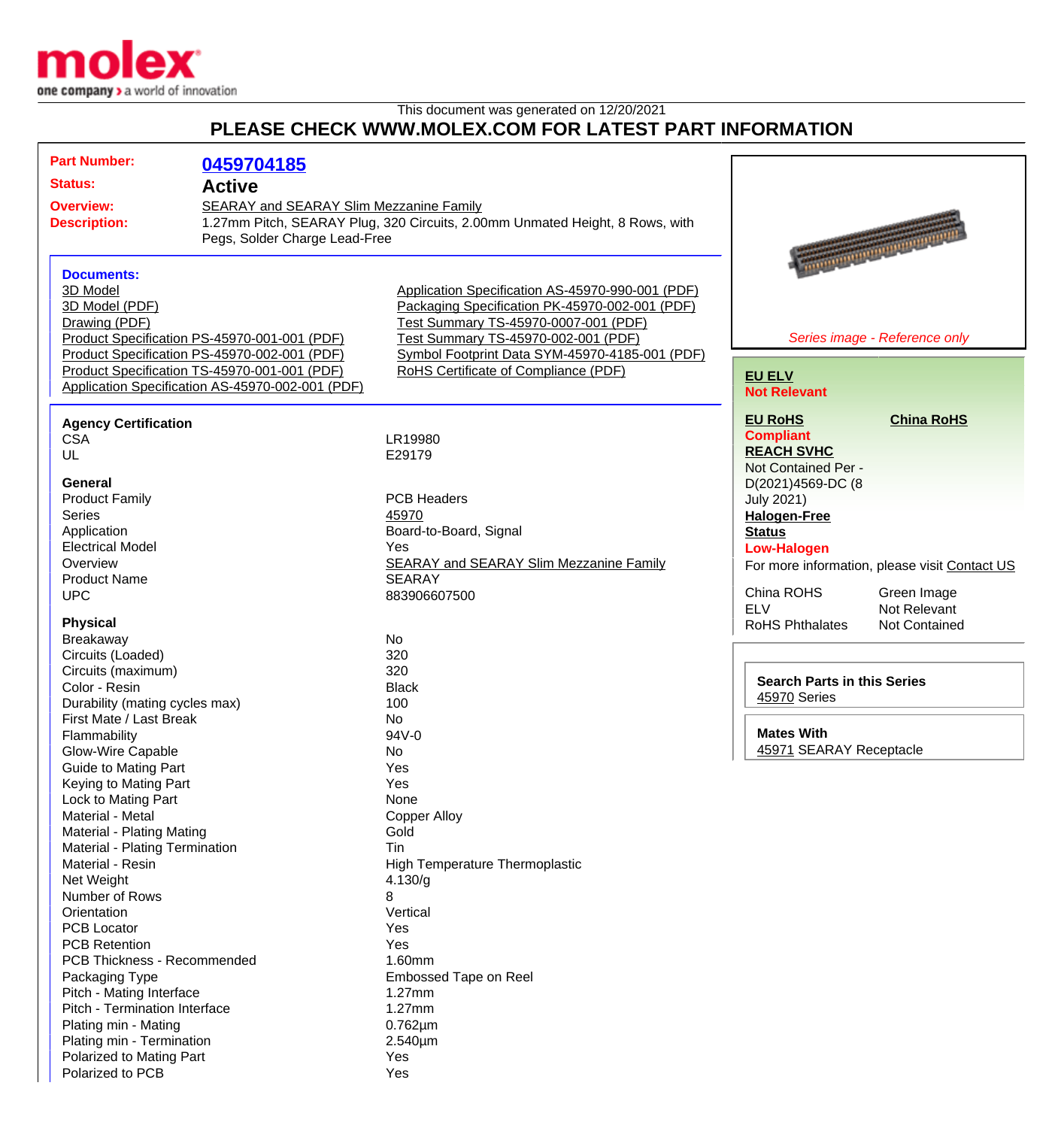This document was generated on 12/20/2021

# PLEASE CHECK WWW.MOLEX.COM FOR LATEST PART INFORMATION

| | |
|---|---|
| **Part Number:** | 0459704185 |
| **Status:** | **Active** |
| **Overview:** | SEARAY and SEARAY Slim Mezzanine Family |
| **Description:** | 1.27mm Pitch, SEARAY Plug, 320 Circuits, 2.00mm Unmated Height, 8 Rows, with Pegs, Solder Charge Lead-Free |

### Documents:

- 3D Model
- 3D Model (PDF)
- Drawing (PDF)
- Product Specification PS-45970-001-001 (PDF)
- Product Specification PS-45970-002-001 (PDF)
- Product Specification TS-45970-001-001 (PDF)
- Application Specification AS-45970-002-001 (PDF)
- Application Specification AS-45970-990-001 (PDF)
- Packaging Specification PK-45970-002-001 (PDF)
- Test Summary TS-45970-0007-001 (PDF)
- Test Summary TS-45970-002-001 (PDF)
- Symbol Footprint Data SYM-45970-4185-001 (PDF)
- RoHS Certificate of Compliance (PDF)

*Series image - Reference only*

**EU ELV**
**Not Relevant**

**EU RoHS**
**Compliant**

**China RoHS**

**REACH SVHC**
Not Contained Per - D(2021)4569-DC (8 July 2021)

**Halogen-Free Status**
**Low-Halogen**

For more information, please visit Contact US

| | |
|---|---|
| China ROHS | Green Image |
| ELV | Not Relevant |
| RoHS Phthalates | Not Contained |

**Search Parts in this Series**
45970 Series

**Mates With**
45971 SEARAY Receptacle

### Agency Certification

| | |
|---|---|
| CSA | LR19980 |
| UL | E29179 |

### General

| | |
|---|---|
| Product Family | PCB Headers |
| Series | 45970 |
| Application | Board-to-Board, Signal |
| Electrical Model | Yes |
| Overview | SEARAY and SEARAY Slim Mezzanine Family |
| Product Name | SEARAY |
| UPC | 883906607500 |

### Physical

| | |
|---|---|
| Breakaway | No |
| Circuits (Loaded) | 320 |
| Circuits (maximum) | 320 |
| Color - Resin | Black |
| Durability (mating cycles max) | 100 |
| First Mate / Last Break | No |
| Flammability | 94V-0 |
| Glow-Wire Capable | No |
| Guide to Mating Part | Yes |
| Keying to Mating Part | Yes |
| Lock to Mating Part | None |
| Material - Metal | Copper Alloy |
| Material - Plating Mating | Gold |
| Material - Plating Termination | Tin |
| Material - Resin | High Temperature Thermoplastic |
| Net Weight | 4.130/g |
| Number of Rows | 8 |
| Orientation | Vertical |
| PCB Locator | Yes |
| PCB Retention | Yes |
| PCB Thickness - Recommended | 1.60mm |
| Packaging Type | Embossed Tape on Reel |
| Pitch - Mating Interface | 1.27mm |
| Pitch - Termination Interface | 1.27mm |
| Plating min - Mating | 0.762µm |
| Plating min - Termination | 2.540µm |
| Polarized to Mating Part | Yes |
| Polarized to PCB | Yes |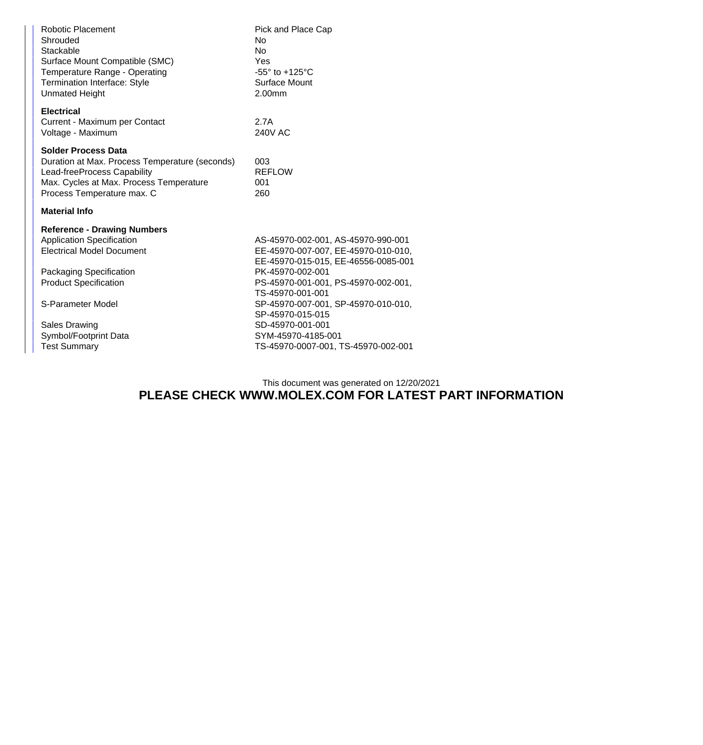| | |
|---|---|
| Robotic Placement | Pick and Place Cap |
| Shrouded | No |
| Stackable | No |
| Surface Mount Compatible (SMC) | Yes |
| Temperature Range - Operating | -55° to +125°C |
| Termination Interface: Style | Surface Mount |
| Unmated Height | 2.00mm |

**Electrical**

| | |
|---|---|
| Current - Maximum per Contact | 2.7A |
| Voltage - Maximum | 240V AC |

**Solder Process Data**

| | |
|---|---|
| Duration at Max. Process Temperature (seconds) | 003 |
| Lead-freeProcess Capability | REFLOW |
| Max. Cycles at Max. Process Temperature | 001 |
| Process Temperature max. C | 260 |

**Material Info**

**Reference - Drawing Numbers**

| | |
|---|---|
| Application Specification | AS-45970-002-001, AS-45970-990-001 |
| Electrical Model Document | EE-45970-007-007, EE-45970-010-010, EE-45970-015-015, EE-46556-0085-001 |
| Packaging Specification | PK-45970-002-001 |
| Product Specification | PS-45970-001-001, PS-45970-002-001, TS-45970-001-001 |
| S-Parameter Model | SP-45970-007-001, SP-45970-010-010, SP-45970-015-015 |
| Sales Drawing | SD-45970-001-001 |
| Symbol/Footprint Data | SYM-45970-4185-001 |
| Test Summary | TS-45970-0007-001, TS-45970-002-001 |

This document was generated on 12/20/2021

**PLEASE CHECK WWW.MOLEX.COM FOR LATEST PART INFORMATION**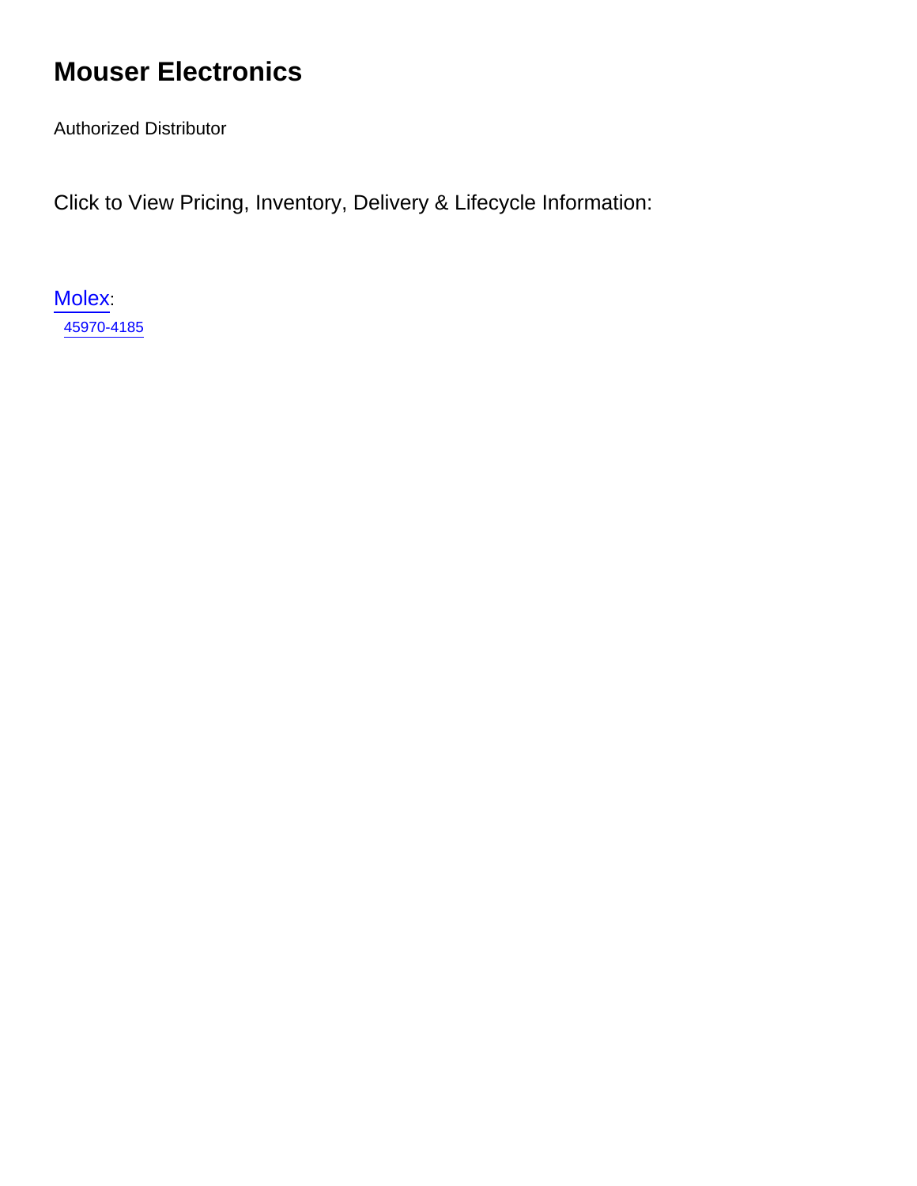# Mouser Electronics

Authorized Distributor

Click to View Pricing, Inventory, Delivery & Lifecycle Information:

Molex:

45970-4185